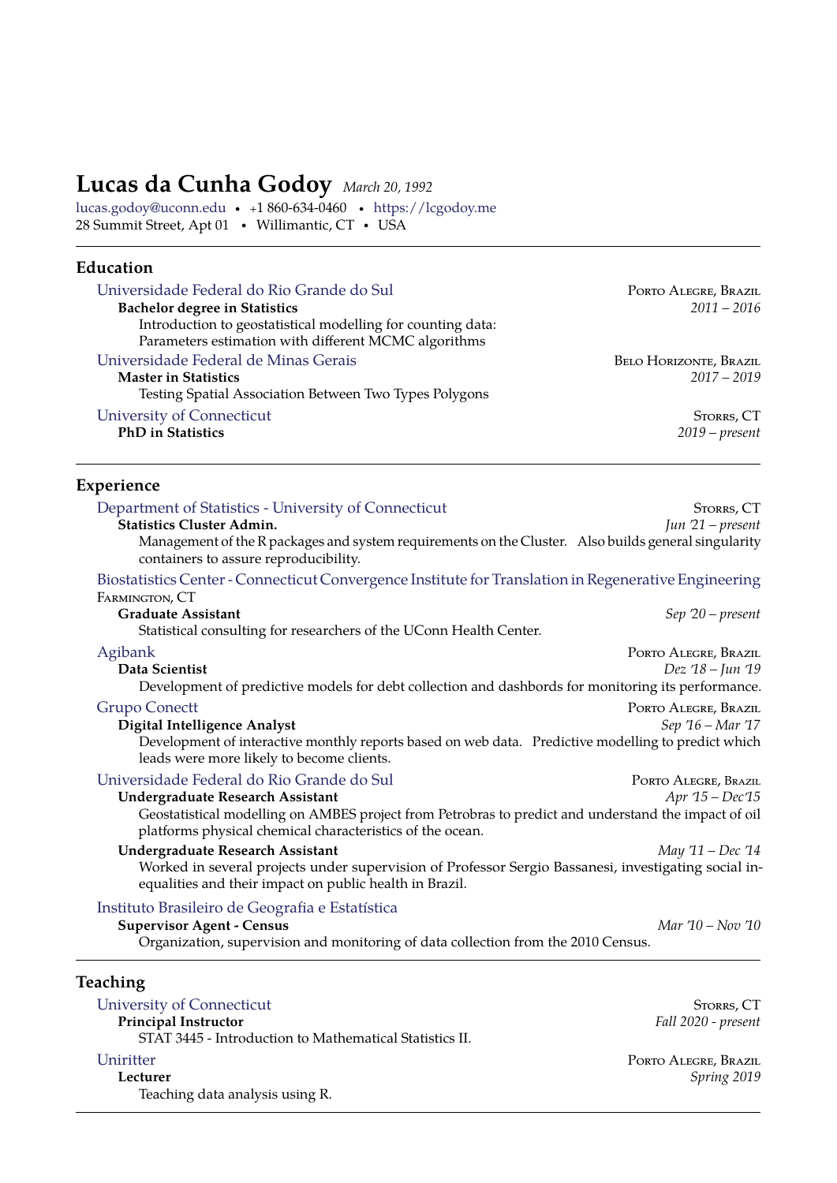# Lucas da Cunha Godoy *March 20, 1992*

lucas.godoy@uconn.edu • +1 860-634-0460 • https://lcgodoy.me
28 Summit Street, Apt 01 • Willimantic, CT • USA

## Education

**Universidade Federal do Rio Grande do Sul** — Porto Alegre, Brazil
**Bachelor degree in Statistics** — *2011 – 2016*
Introduction to geostatistical modelling for counting data: Parameters estimation with different MCMC algorithms

**Universidade Federal de Minas Gerais** — Belo Horizonte, Brazil
**Master in Statistics** — *2017 – 2019*
Testing Spatial Association Between Two Types Polygons

**University of Connecticut** — Storrs, CT
**PhD in Statistics** — *2019 – present*

## Experience

**Department of Statistics - University of Connecticut** — Storrs, CT
**Statistics Cluster Admin.** — *Jun '21 – present*
Management of the R packages and system requirements on the Cluster. Also builds general singularity containers to assure reproducibility.

**Biostatistics Center - Connecticut Convergence Institute for Translation in Regenerative Engineering** — Farmington, CT
**Graduate Assistant** — *Sep '20 – present*
Statistical consulting for researchers of the UConn Health Center.

**Agibank** — Porto Alegre, Brazil
**Data Scientist** — *Dez '18 – Jun '19*
Development of predictive models for debt collection and dashbords for monitoring its performance.

**Grupo Conectt** — Porto Alegre, Brazil
**Digital Intelligence Analyst** — *Sep '16 – Mar '17*
Development of interactive monthly reports based on web data. Predictive modelling to predict which leads were more likely to become clients.

**Universidade Federal do Rio Grande do Sul** — Porto Alegre, Brazil
**Undergraduate Research Assistant** — *Apr '15 – Dec'15*
Geostatistical modelling on AMBES project from Petrobras to predict and understand the impact of oil platforms physical chemical characteristics of the ocean.

**Undergraduate Research Assistant** — *May '11 – Dec '14*
Worked in several projects under supervision of Professor Sergio Bassanesi, investigating social inequalities and their impact on public health in Brazil.

**Instituto Brasileiro de Geografia e Estatística**
**Supervisor Agent - Census** — *Mar '10 – Nov '10*
Organization, supervision and monitoring of data collection from the 2010 Census.

## Teaching

**University of Connecticut** — Storrs, CT
**Principal Instructor** — *Fall 2020 - present*
STAT 3445 - Introduction to Mathematical Statistics II.

**Uniritter** — Porto Alegre, Brazil
**Lecturer** — *Spring 2019*
Teaching data analysis using R.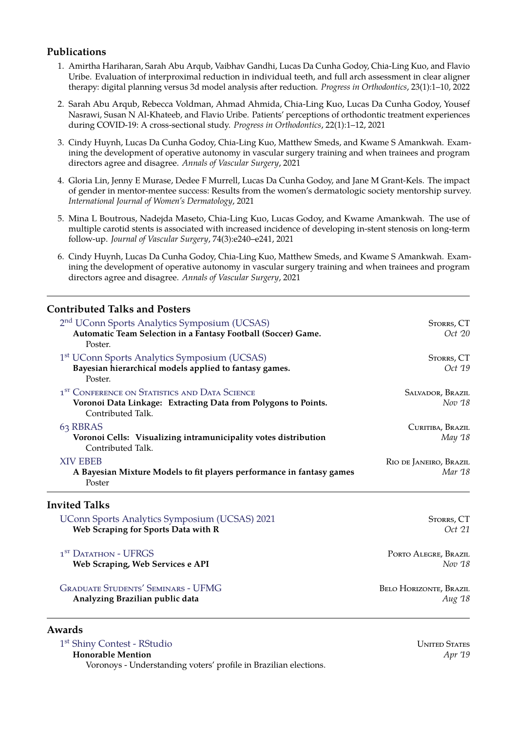## Publications

1. Amirtha Hariharan, Sarah Abu Arqub, Vaibhav Gandhi, Lucas Da Cunha Godoy, Chia-Ling Kuo, and Flavio Uribe. Evaluation of interproximal reduction in individual teeth, and full arch assessment in clear aligner therapy: digital planning versus 3d model analysis after reduction. *Progress in Orthodontics*, 23(1):1–10, 2022

2. Sarah Abu Arqub, Rebecca Voldman, Ahmad Ahmida, Chia-Ling Kuo, Lucas Da Cunha Godoy, Yousef Nasrawi, Susan N Al-Khateeb, and Flavio Uribe. Patients' perceptions of orthodontic treatment experiences during COVID-19: A cross-sectional study. *Progress in Orthodontics*, 22(1):1–12, 2021

3. Cindy Huynh, Lucas Da Cunha Godoy, Chia-Ling Kuo, Matthew Smeds, and Kwame S Amankwah. Examining the development of operative autonomy in vascular surgery training and when trainees and program directors agree and disagree. *Annals of Vascular Surgery*, 2021

4. Gloria Lin, Jenny E Murase, Dedee F Murrell, Lucas Da Cunha Godoy, and Jane M Grant-Kels. The impact of gender in mentor-mentee success: Results from the women's dermatologic society mentorship survey. *International Journal of Women's Dermatology*, 2021

5. Mina L Boutrous, Nadejda Maseto, Chia-Ling Kuo, Lucas Godoy, and Kwame Amankwah. The use of multiple carotid stents is associated with increased incidence of developing in-stent stenosis on long-term follow-up. *Journal of Vascular Surgery*, 74(3):e240–e241, 2021

6. Cindy Huynh, Lucas Da Cunha Godoy, Chia-Ling Kuo, Matthew Smeds, and Kwame S Amankwah. Examining the development of operative autonomy in vascular surgery training and when trainees and program directors agree and disagree. *Annals of Vascular Surgery*, 2021

---

## Contributed Talks and Posters

2nd UConn Sports Analytics Symposium (UCSAS) — Storrs, CT, *Oct '20*
**Automatic Team Selection in a Fantasy Football (Soccer) Game.**
Poster.

1st UConn Sports Analytics Symposium (UCSAS) — Storrs, CT, *Oct '19*
**Bayesian hierarchical models applied to fantasy games.**
Poster.

1st Conference on Statistics and Data Science — Salvador, Brazil, *Nov '18*
**Voronoi Data Linkage: Extracting Data from Polygons to Points.**
Contributed Talk.

63 RBRAS — Curitiba, Brazil, *May '18*
**Voronoi Cells: Visualizing intramunicipality votes distribution**
Contributed Talk.

XIV EBEB — Rio de Janeiro, Brazil, *Mar '18*
**A Bayesian Mixture Models to fit players performance in fantasy games**
Poster

---

## Invited Talks

UConn Sports Analytics Symposium (UCSAS) 2021 — Storrs, CT, *Oct '21*
**Web Scraping for Sports Data with R**

1st Datathon - UFRGS — Porto Alegre, Brazil, *Nov '18*
**Web Scraping, Web Services e API**

Graduate Students' Seminars - UFMG — Belo Horizonte, Brazil, *Aug '18*
**Analyzing Brazilian public data**

---

## Awards

1st Shiny Contest - RStudio — United States, *Apr '19*
**Honorable Mention**
Voronoys - Understanding voters' profile in Brazilian elections.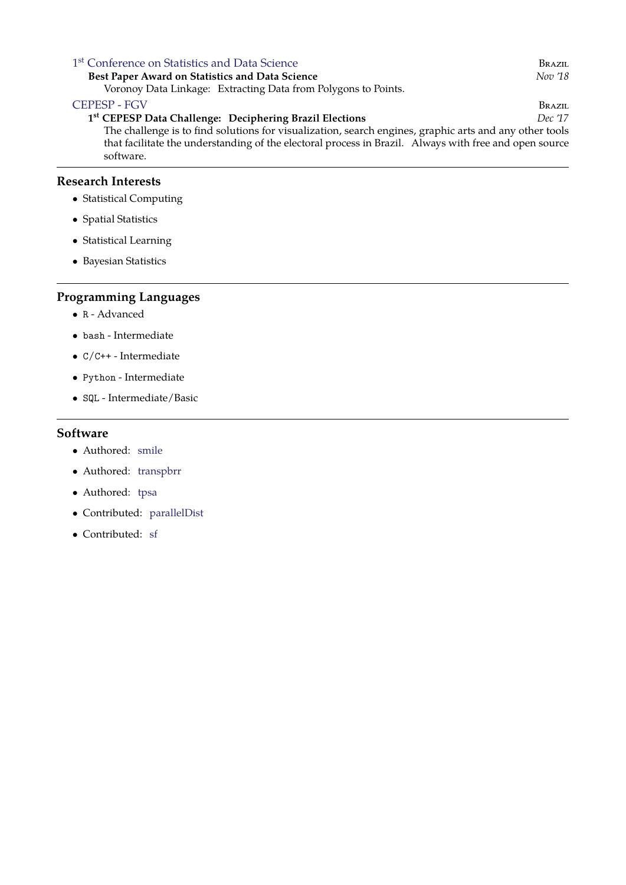1st Conference on Statistics and Data Science — Brazil

**Best Paper Award on Statistics and Data Science** — *Nov '18*

Voronoy Data Linkage: Extracting Data from Polygons to Points.

CEPESP - FGV — Brazil

**1st CEPESP Data Challenge: Deciphering Brazil Elections** — *Dec '17*

The challenge is to find solutions for visualization, search engines, graphic arts and any other tools that facilitate the understanding of the electoral process in Brazil. Always with free and open source software.

---

## Research Interests

- Statistical Computing
- Spatial Statistics
- Statistical Learning
- Bayesian Statistics

---

## Programming Languages

- `R` - Advanced
- `bash` - Intermediate
- `C/C++` - Intermediate
- `Python` - Intermediate
- `SQL` - Intermediate/Basic

---

## Software

- Authored: smile
- Authored: transpbrr
- Authored: tpsa
- Contributed: parallelDist
- Contributed: sf